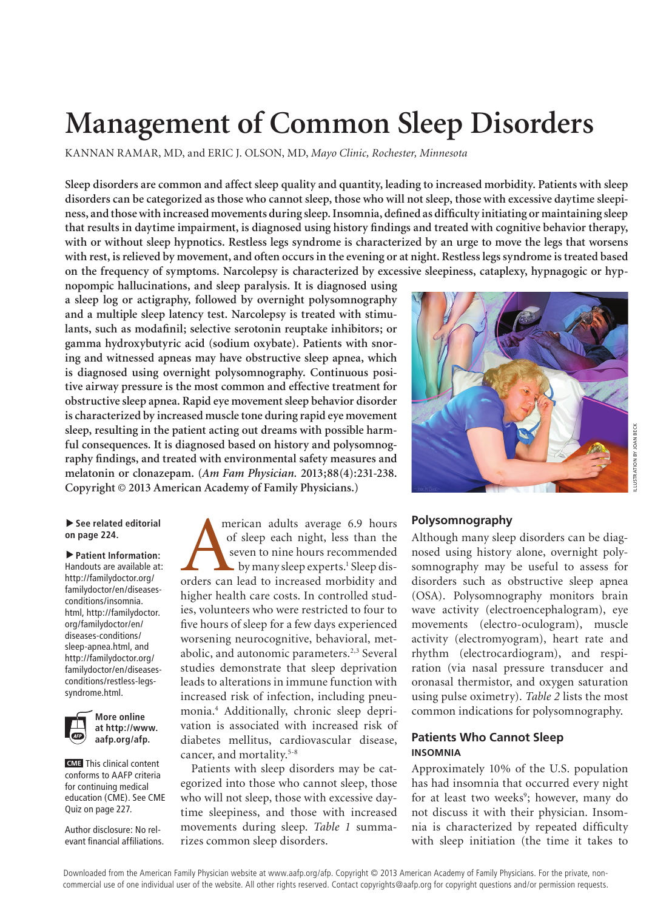# Management of Common Sleep Disorders

KANNAN RAMAR, MD, and ERIC J. OLSON, MD, *Mayo Clinic, Rochester, Minnesota*

**Sleep disorders are common and affect sleep quality and quantity, leading to increased morbidity. Patients with sleep disorders can be categorized as those who cannot sleep, those who will not sleep, those with excessive daytime sleepiness, and those with increased movements during sleep. Insomnia, defined as difficulty initiating or maintaining sleep that results in daytime impairment, is diagnosed using history findings and treated with cognitive behavior therapy, with or without sleep hypnotics. Restless legs syndrome is characterized by an urge to move the legs that worsens with rest, is relieved by movement, and often occurs in the evening or at night. Restless legs syndrome is treated based on the frequency of symptoms. Narcolepsy is characterized by excessive sleepiness, cataplexy, hypnagogic or hypnopompic hallucinations, and sleep paralysis. It is diagnosed using a sleep log or actigraphy, followed by overnight polysomnography and a multiple sleep latency test. Narcolepsy is treated with stimulants, such as modafinil; selective serotonin reuptake inhibitors; or gamma hydroxybutyric acid (sodium oxybate). Patients with snoring and witnessed apneas may have obstructive sleep apnea, which is diagnosed using overnight polysomnography. Continuous positive airway pressure is the most common and effective treatment for obstructive sleep apnea. Rapid eye movement sleep behavior disorder is characterized by increased muscle tone during rapid eye movement sleep, resulting in the patient acting out dreams with possible harmful consequences. It is diagnosed based on history and polysomnography findings, and treated with environmental safety measures and melatonin or clonazepam. (*Am Fam Physician.* 2013;88(4):231-238. Copyright © 2013 American Academy of Family Physicians.)**

ILLUSTRATION BY JOAN BECK

▶ **See related editorial on page 224.**

▶ **Patient Information:** Handouts are available at: http://familydoctor.org/familydoctor/en/diseases-conditions/insomnia.html, http://familydoctor.org/familydoctor/en/diseases-conditions/sleep-apnea.html, and http://familydoctor.org/familydoctor/en/diseases-conditions/restless-legs-syndrome.html.

**More online at http://www.aafp.org/afp.**

**CME** This clinical content conforms to AAFP criteria for continuing medical education (CME). See CME Quiz on page 227.

Author disclosure: No relevant financial affiliations.

American adults average 6.9 hours of sleep each night, less than the seven to nine hours recommended by many sleep experts.[1] Sleep disorders can lead to increased morbidity and higher health care costs. In controlled studies, volunteers who were restricted to four to five hours of sleep for a few days experienced worsening neurocognitive, behavioral, metabolic, and autonomic parameters.[2,3] Several studies demonstrate that sleep deprivation leads to alterations in immune function with increased risk of infection, including pneumonia.[4] Additionally, chronic sleep deprivation is associated with increased risk of diabetes mellitus, cardiovascular disease, cancer, and mortality.[5-8]

Patients with sleep disorders may be categorized into those who cannot sleep, those who will not sleep, those with excessive daytime sleepiness, and those with increased movements during sleep. *Table 1* summarizes common sleep disorders.

## Polysomnography

Although many sleep disorders can be diagnosed using history alone, overnight polysomnography may be useful to assess for disorders such as obstructive sleep apnea (OSA). Polysomnography monitors brain wave activity (electroencephalogram), eye movements (electro-oculogram), muscle activity (electromyogram), heart rate and rhythm (electrocardiogram), and respiration (via nasal pressure transducer and oronasal thermistor, and oxygen saturation using pulse oximetry). *Table 2* lists the most common indications for polysomnography.

## Patients Who Cannot Sleep

### INSOMNIA

Approximately 10% of the U.S. population has had insomnia that occurred every night for at least two weeks[9]; however, many do not discuss it with their physician. Insomnia is characterized by repeated difficulty with sleep initiation (the time it takes to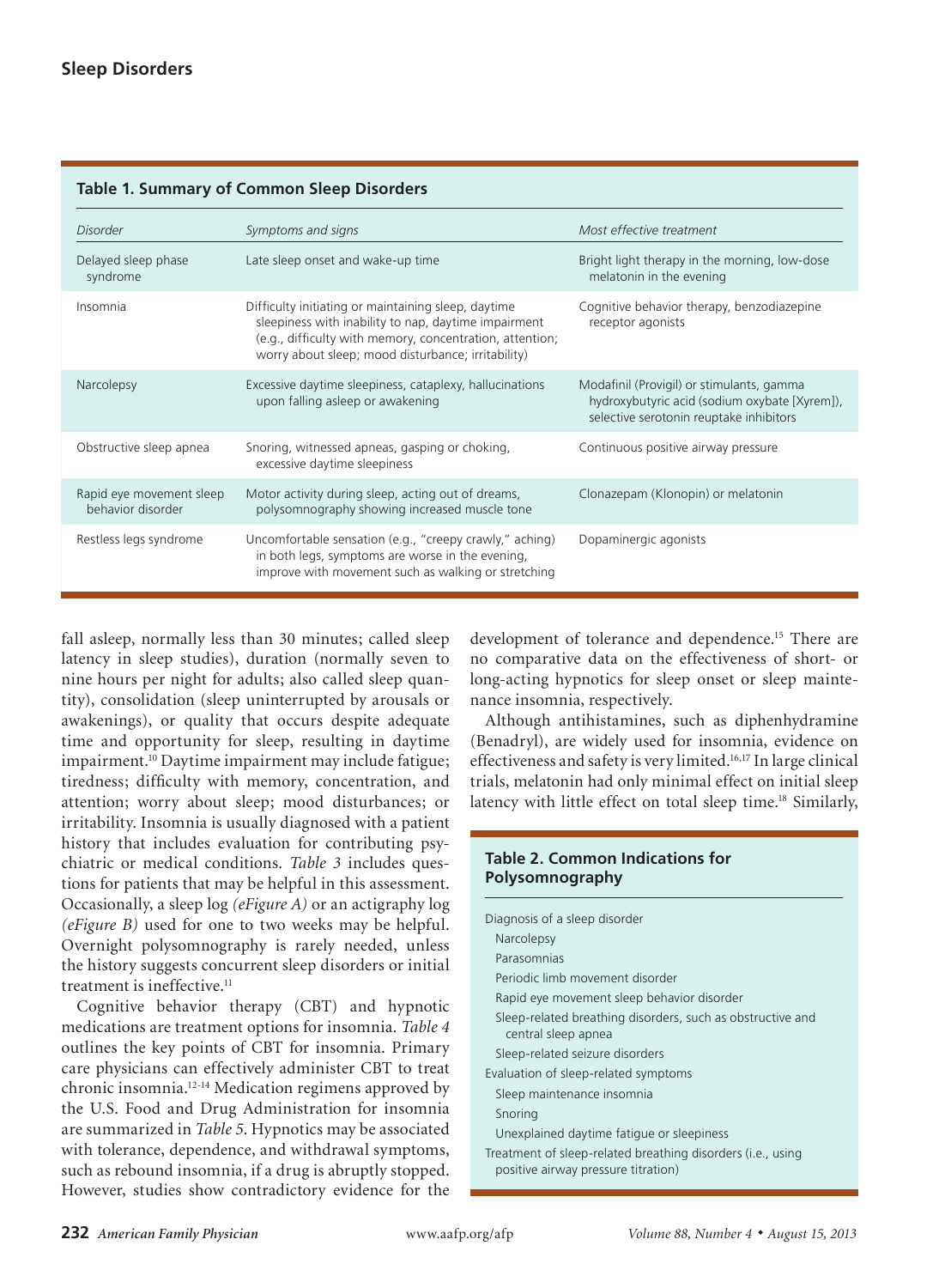**Table 1. Summary of Common Sleep Disorders**

| Disorder | Symptoms and signs | Most effective treatment |
|---|---|---|
| Delayed sleep phase syndrome | Late sleep onset and wake-up time | Bright light therapy in the morning, low-dose melatonin in the evening |
| Insomnia | Difficulty initiating or maintaining sleep, daytime sleepiness with inability to nap, daytime impairment (e.g., difficulty with memory, concentration, attention; worry about sleep; mood disturbance; irritability) | Cognitive behavior therapy, benzodiazepine receptor agonists |
| Narcolepsy | Excessive daytime sleepiness, cataplexy, hallucinations upon falling asleep or awakening | Modafinil (Provigil) or stimulants, gamma hydroxybutyric acid (sodium oxybate [Xyrem]), selective serotonin reuptake inhibitors |
| Obstructive sleep apnea | Snoring, witnessed apneas, gasping or choking, excessive daytime sleepiness | Continuous positive airway pressure |
| Rapid eye movement sleep behavior disorder | Motor activity during sleep, acting out of dreams, polysomnography showing increased muscle tone | Clonazepam (Klonopin) or melatonin |
| Restless legs syndrome | Uncomfortable sensation (e.g., "creepy crawly," aching) in both legs, symptoms are worse in the evening, improve with movement such as walking or stretching | Dopaminergic agonists |

fall asleep, normally less than 30 minutes; called sleep latency in sleep studies), duration (normally seven to nine hours per night for adults; also called sleep quantity), consolidation (sleep uninterrupted by arousals or awakenings), or quality that occurs despite adequate time and opportunity for sleep, resulting in daytime impairment.[10] Daytime impairment may include fatigue; tiredness; difficulty with memory, concentration, and attention; worry about sleep; mood disturbances; or irritability. Insomnia is usually diagnosed with a patient history that includes evaluation for contributing psychiatric or medical conditions. *Table 3* includes questions for patients that may be helpful in this assessment. Occasionally, a sleep log *(eFigure A)* or an actigraphy log *(eFigure B)* used for one to two weeks may be helpful. Overnight polysomnography is rarely needed, unless the history suggests concurrent sleep disorders or initial treatment is ineffective.[11]

Cognitive behavior therapy (CBT) and hypnotic medications are treatment options for insomnia. *Table 4* outlines the key points of CBT for insomnia. Primary care physicians can effectively administer CBT to treat chronic insomnia.[12-14] Medication regimens approved by the U.S. Food and Drug Administration for insomnia are summarized in *Table 5*. Hypnotics may be associated with tolerance, dependence, and withdrawal symptoms, such as rebound insomnia, if a drug is abruptly stopped. However, studies show contradictory evidence for the development of tolerance and dependence.[15] There are no comparative data on the effectiveness of short- or long-acting hypnotics for sleep onset or sleep maintenance insomnia, respectively.

Although antihistamines, such as diphenhydramine (Benadryl), are widely used for insomnia, evidence on effectiveness and safety is very limited.[16,17] In large clinical trials, melatonin had only minimal effect on initial sleep latency with little effect on total sleep time.[18] Similarly,

**Table 2. Common Indications for Polysomnography**

- Diagnosis of a sleep disorder
  - Narcolepsy
  - Parasomnias
  - Periodic limb movement disorder
  - Rapid eye movement sleep behavior disorder
  - Sleep-related breathing disorders, such as obstructive and central sleep apnea
  - Sleep-related seizure disorders
- Evaluation of sleep-related symptoms
  - Sleep maintenance insomnia
  - Snoring
  - Unexplained daytime fatigue or sleepiness
- Treatment of sleep-related breathing disorders (i.e., using positive airway pressure titration)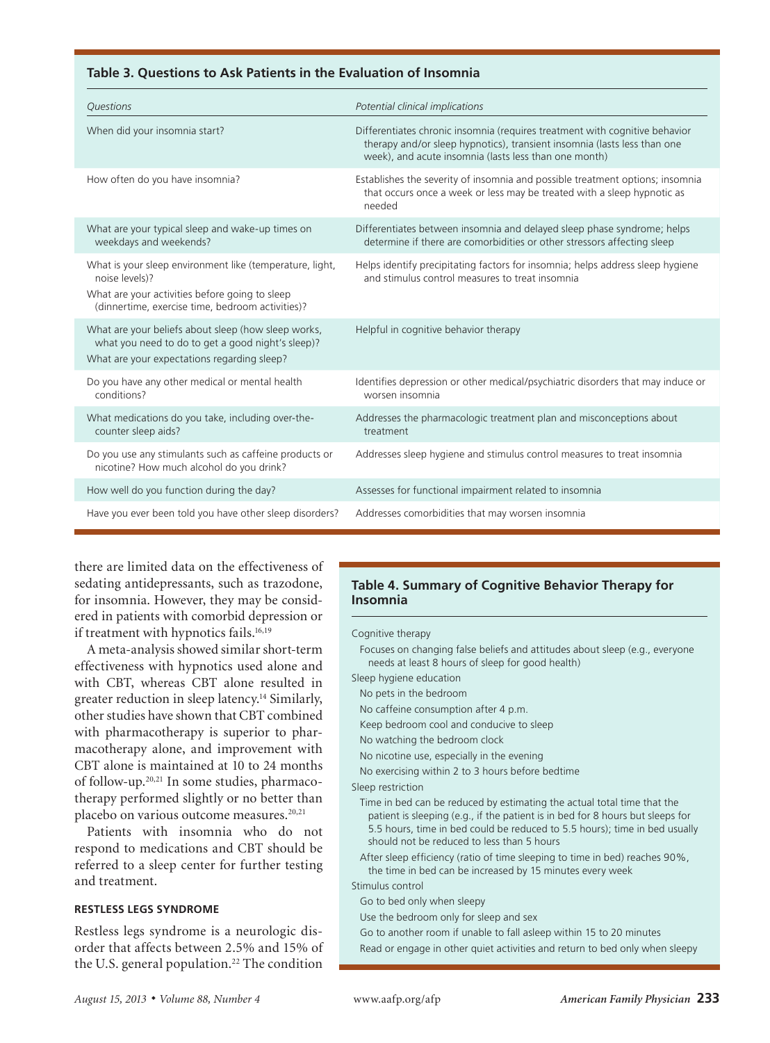**Table 3. Questions to Ask Patients in the Evaluation of Insomnia**

| *Questions* | *Potential clinical implications* |
| --- | --- |
| When did your insomnia start? | Differentiates chronic insomnia (requires treatment with cognitive behavior therapy and/or sleep hypnotics), transient insomnia (lasts less than one week), and acute insomnia (lasts less than one month) |
| How often do you have insomnia? | Establishes the severity of insomnia and possible treatment options; insomnia that occurs once a week or less may be treated with a sleep hypnotic as needed |
| What are your typical sleep and wake-up times on weekdays and weekends? | Differentiates between insomnia and delayed sleep phase syndrome; helps determine if there are comorbidities or other stressors affecting sleep |
| What is your sleep environment like (temperature, light, noise levels)? What are your activities before going to sleep (dinnertime, exercise time, bedroom activities)? | Helps identify precipitating factors for insomnia; helps address sleep hygiene and stimulus control measures to treat insomnia |
| What are your beliefs about sleep (how sleep works, what you need to do to get a good night's sleep)? What are your expectations regarding sleep? | Helpful in cognitive behavior therapy |
| Do you have any other medical or mental health conditions? | Identifies depression or other medical/psychiatric disorders that may induce or worsen insomnia |
| What medications do you take, including over-the-counter sleep aids? | Addresses the pharmacologic treatment plan and misconceptions about treatment |
| Do you use any stimulants such as caffeine products or nicotine? How much alcohol do you drink? | Addresses sleep hygiene and stimulus control measures to treat insomnia |
| How well do you function during the day? | Assesses for functional impairment related to insomnia |
| Have you ever been told you have other sleep disorders? | Addresses comorbidities that may worsen insomnia |

there are limited data on the effectiveness of sedating antidepressants, such as trazodone, for insomnia. However, they may be considered in patients with comorbid depression or if treatment with hypnotics fails.[16,19]

A meta-analysis showed similar short-term effectiveness with hypnotics used alone and with CBT, whereas CBT alone resulted in greater reduction in sleep latency.[14] Similarly, other studies have shown that CBT combined with pharmacotherapy is superior to pharmacotherapy alone, and improvement with CBT alone is maintained at 10 to 24 months of follow-up.[20,21] In some studies, pharmacotherapy performed slightly or no better than placebo on various outcome measures.[20,21]

Patients with insomnia who do not respond to medications and CBT should be referred to a sleep center for further testing and treatment.

**Table 4. Summary of Cognitive Behavior Therapy for Insomnia**

Cognitive therapy

- Focuses on changing false beliefs and attitudes about sleep (e.g., everyone needs at least 8 hours of sleep for good health)

Sleep hygiene education

- No pets in the bedroom
- No caffeine consumption after 4 p.m.
- Keep bedroom cool and conducive to sleep
- No watching the bedroom clock
- No nicotine use, especially in the evening
- No exercising within 2 to 3 hours before bedtime

Sleep restriction

- Time in bed can be reduced by estimating the actual total time that the patient is sleeping (e.g., if the patient is in bed for 8 hours but sleeps for 5.5 hours, time in bed could be reduced to 5.5 hours); time in bed usually should not be reduced to less than 5 hours
- After sleep efficiency (ratio of time sleeping to time in bed) reaches 90%, the time in bed can be increased by 15 minutes every week

Stimulus control

- Go to bed only when sleepy
- Use the bedroom only for sleep and sex
- Go to another room if unable to fall asleep within 15 to 20 minutes
- Read or engage in other quiet activities and return to bed only when sleepy

### RESTLESS LEGS SYNDROME

Restless legs syndrome is a neurologic disorder that affects between 2.5% and 15% of the U.S. general population.[22] The condition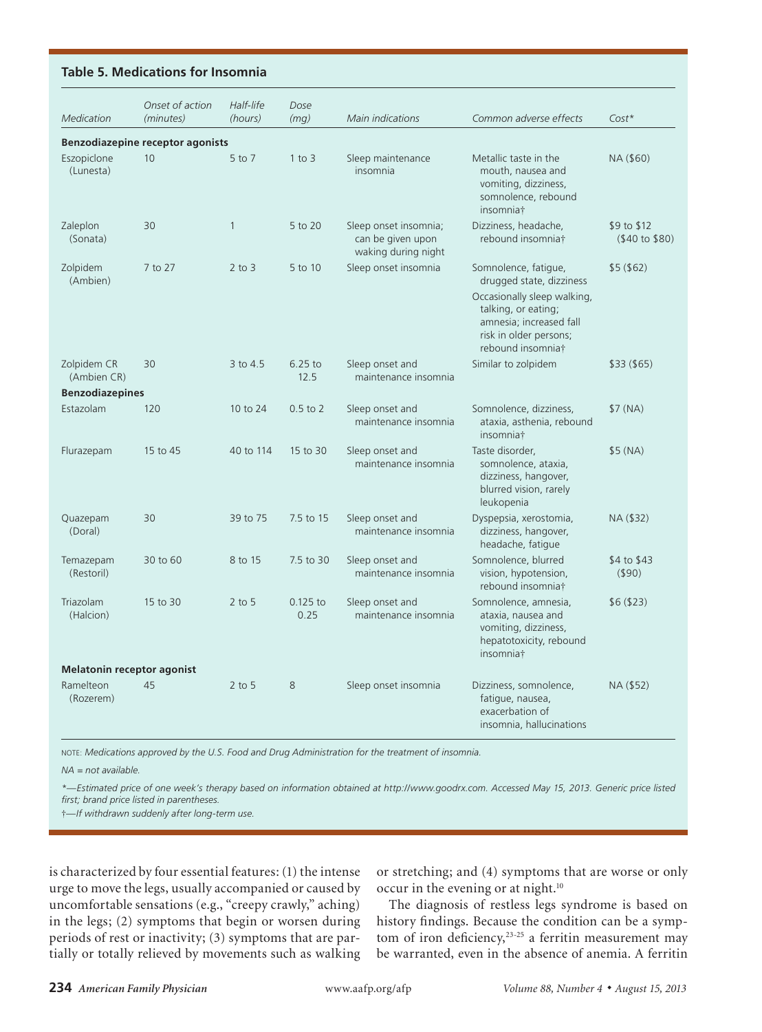**Table 5. Medications for Insomnia**

| Medication | Onset of action (minutes) | Half-life (hours) | Dose (mg) | Main indications | Common adverse effects | Cost* |
|---|---|---|---|---|---|---|
| **Benzodiazepine receptor agonists** | | | | | | |
| Eszopiclone (Lunesta) | 10 | 5 to 7 | 1 to 3 | Sleep maintenance insomnia | Metallic taste in the mouth, nausea and vomiting, dizziness, somnolence, rebound insomnia† | NA ($60) |
| Zaleplon (Sonata) | 30 | 1 | 5 to 20 | Sleep onset insomnia; can be given upon waking during night | Dizziness, headache, rebound insomnia† | $9 to $12 ($40 to $80) |
| Zolpidem (Ambien) | 7 to 27 | 2 to 3 | 5 to 10 | Sleep onset insomnia | Somnolence, fatigue, drugged state, dizziness<br>Occasionally sleep walking, talking, or eating; amnesia; increased fall risk in older persons; rebound insomnia† | $5 ($62) |
| Zolpidem CR (Ambien CR) | 30 | 3 to 4.5 | 6.25 to 12.5 | Sleep onset and maintenance insomnia | Similar to zolpidem | $33 ($65) |
| **Benzodiazepines** | | | | | | |
| Estazolam | 120 | 10 to 24 | 0.5 to 2 | Sleep onset and maintenance insomnia | Somnolence, dizziness, ataxia, asthenia, rebound insomnia† | $7 (NA) |
| Flurazepam | 15 to 45 | 40 to 114 | 15 to 30 | Sleep onset and maintenance insomnia | Taste disorder, somnolence, ataxia, dizziness, hangover, blurred vision, rarely leukopenia | $5 (NA) |
| Quazepam (Doral) | 30 | 39 to 75 | 7.5 to 15 | Sleep onset and maintenance insomnia | Dyspepsia, xerostomia, dizziness, hangover, headache, fatigue | NA ($32) |
| Temazepam (Restoril) | 30 to 60 | 8 to 15 | 7.5 to 30 | Sleep onset and maintenance insomnia | Somnolence, blurred vision, hypotension, rebound insomnia† | $4 to $43 ($90) |
| Triazolam (Halcion) | 15 to 30 | 2 to 5 | 0.125 to 0.25 | Sleep onset and maintenance insomnia | Somnolence, amnesia, ataxia, nausea and vomiting, dizziness, hepatotoxicity, rebound insomnia† | $6 ($23) |
| **Melatonin receptor agonist** | | | | | | |
| Ramelteon (Rozerem) | 45 | 2 to 5 | 8 | Sleep onset insomnia | Dizziness, somnolence, fatigue, nausea, exacerbation of insomnia, hallucinations | NA ($52) |

NOTE: *Medications approved by the U.S. Food and Drug Administration for the treatment of insomnia.*

*NA = not available.*

*\*—Estimated price of one week's therapy based on information obtained at http://www.goodrx.com. Accessed May 15, 2013. Generic price listed first; brand price listed in parentheses.*

*†—If withdrawn suddenly after long-term use.*

is characterized by four essential features: (1) the intense urge to move the legs, usually accompanied or caused by uncomfortable sensations (e.g., "creepy crawly," aching) in the legs; (2) symptoms that begin or worsen during periods of rest or inactivity; (3) symptoms that are partially or totally relieved by movements such as walking or stretching; and (4) symptoms that are worse or only occur in the evening or at night.[10]

The diagnosis of restless legs syndrome is based on history findings. Because the condition can be a symptom of iron deficiency,[23-25] a ferritin measurement may be warranted, even in the absence of anemia. A ferritin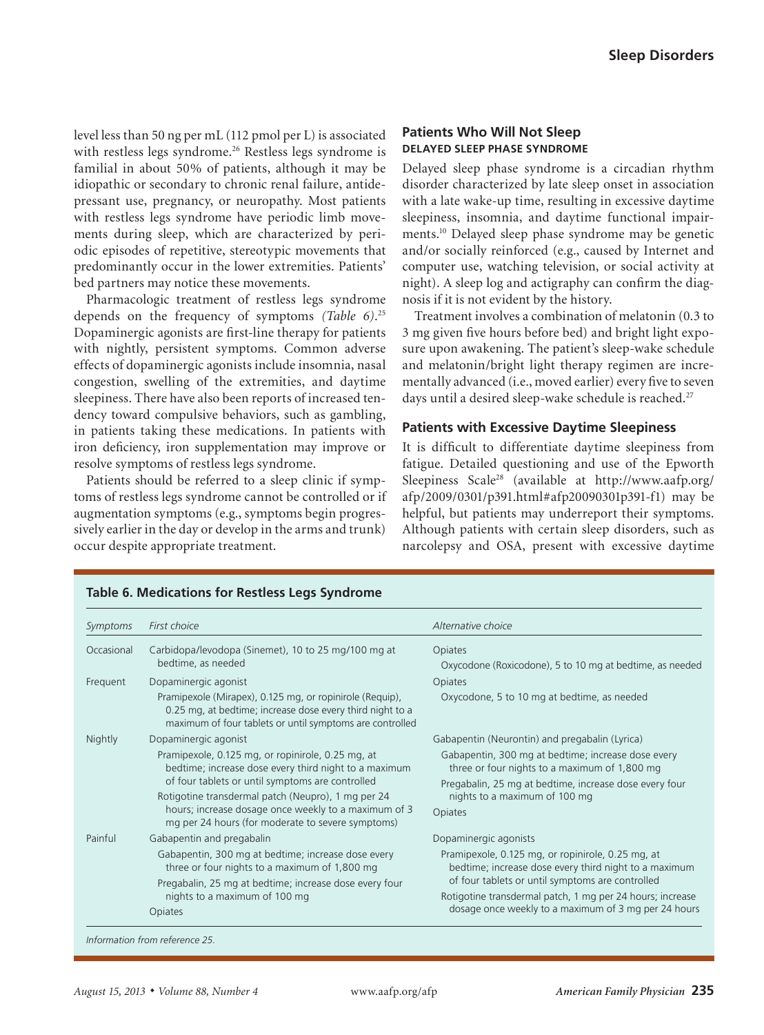level less than 50 ng per mL (112 pmol per L) is associated with restless legs syndrome.[26] Restless legs syndrome is familial in about 50% of patients, although it may be idiopathic or secondary to chronic renal failure, antidepressant use, pregnancy, or neuropathy. Most patients with restless legs syndrome have periodic limb movements during sleep, which are characterized by periodic episodes of repetitive, stereotypic movements that predominantly occur in the lower extremities. Patients' bed partners may notice these movements.

Pharmacologic treatment of restless legs syndrome depends on the frequency of symptoms *(Table 6)*.[25] Dopaminergic agonists are first-line therapy for patients with nightly, persistent symptoms. Common adverse effects of dopaminergic agonists include insomnia, nasal congestion, swelling of the extremities, and daytime sleepiness. There have also been reports of increased tendency toward compulsive behaviors, such as gambling, in patients taking these medications. In patients with iron deficiency, iron supplementation may improve or resolve symptoms of restless legs syndrome.

Patients should be referred to a sleep clinic if symptoms of restless legs syndrome cannot be controlled or if augmentation symptoms (e.g., symptoms begin progressively earlier in the day or develop in the arms and trunk) occur despite appropriate treatment.

## Patients Who Will Not Sleep

### DELAYED SLEEP PHASE SYNDROME

Delayed sleep phase syndrome is a circadian rhythm disorder characterized by late sleep onset in association with a late wake-up time, resulting in excessive daytime sleepiness, insomnia, and daytime functional impairments.[10] Delayed sleep phase syndrome may be genetic and/or socially reinforced (e.g., caused by Internet and computer use, watching television, or social activity at night). A sleep log and actigraphy can confirm the diagnosis if it is not evident by the history.

Treatment involves a combination of melatonin (0.3 to 3 mg given five hours before bed) and bright light exposure upon awakening. The patient's sleep-wake schedule and melatonin/bright light therapy regimen are incrementally advanced (i.e., moved earlier) every five to seven days until a desired sleep-wake schedule is reached.[27]

## Patients with Excessive Daytime Sleepiness

It is difficult to differentiate daytime sleepiness from fatigue. Detailed questioning and use of the Epworth Sleepiness Scale[28] (available at http://www.aafp.org/afp/2009/0301/p391.html#afp20090301p391-f1) may be helpful, but patients may underreport their symptoms. Although patients with certain sleep disorders, such as narcolepsy and OSA, present with excessive daytime

**Table 6. Medications for Restless Legs Syndrome**

| *Symptoms* | *First choice* | *Alternative choice* |
|---|---|---|
| Occasional | Carbidopa/levodopa (Sinemet), 10 to 25 mg/100 mg at bedtime, as needed | Opiates<br>Oxycodone (Roxicodone), 5 to 10 mg at bedtime, as needed |
| Frequent | Dopaminergic agonist<br>Pramipexole (Mirapex), 0.125 mg, or ropinirole (Requip), 0.25 mg, at bedtime; increase dose every third night to a maximum of four tablets or until symptoms are controlled | Opiates<br>Oxycodone, 5 to 10 mg at bedtime, as needed |
| Nightly | Dopaminergic agonist<br>Pramipexole, 0.125 mg, or ropinirole, 0.25 mg, at bedtime; increase dose every third night to a maximum of four tablets or until symptoms are controlled<br>Rotigotine transdermal patch (Neupro), 1 mg per 24 hours; increase dosage once weekly to a maximum of 3 mg per 24 hours (for moderate to severe symptoms) | Gabapentin (Neurontin) and pregabalin (Lyrica)<br>Gabapentin, 300 mg at bedtime; increase dose every three or four nights to a maximum of 1,800 mg<br>Pregabalin, 25 mg at bedtime, increase dose every four nights to a maximum of 100 mg<br>Opiates |
| Painful | Gabapentin and pregabalin<br>Gabapentin, 300 mg at bedtime; increase dose every three or four nights to a maximum of 1,800 mg<br>Pregabalin, 25 mg at bedtime; increase dose every four nights to a maximum of 100 mg<br>Opiates | Dopaminergic agonists<br>Pramipexole, 0.125 mg, or ropinirole, 0.25 mg, at bedtime; increase dose every third night to a maximum of four tablets or until symptoms are controlled<br>Rotigotine transdermal patch, 1 mg per 24 hours; increase dosage once weekly to a maximum of 3 mg per 24 hours |

*Information from reference 25.*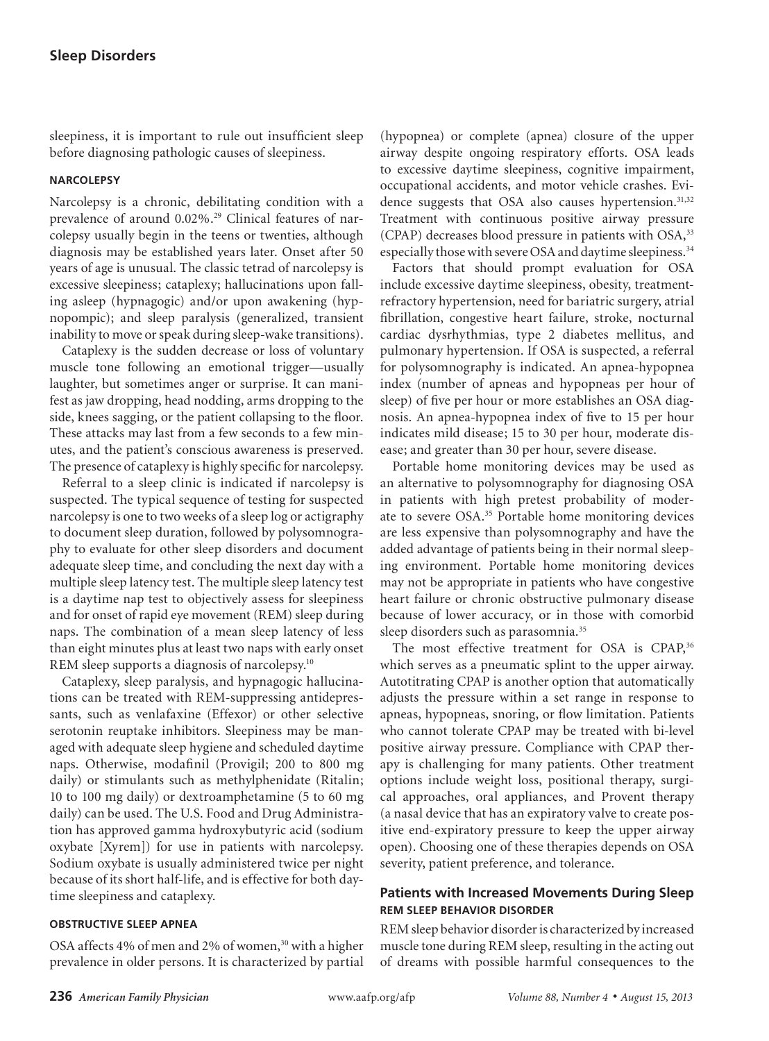sleepiness, it is important to rule out insufficient sleep before diagnosing pathologic causes of sleepiness.

#### NARCOLEPSY

Narcolepsy is a chronic, debilitating condition with a prevalence of around 0.02%.[29] Clinical features of narcolepsy usually begin in the teens or twenties, although diagnosis may be established years later. Onset after 50 years of age is unusual. The classic tetrad of narcolepsy is excessive sleepiness; cataplexy; hallucinations upon falling asleep (hypnagogic) and/or upon awakening (hypnopompic); and sleep paralysis (generalized, transient inability to move or speak during sleep-wake transitions).

Cataplexy is the sudden decrease or loss of voluntary muscle tone following an emotional trigger—usually laughter, but sometimes anger or surprise. It can manifest as jaw dropping, head nodding, arms dropping to the side, knees sagging, or the patient collapsing to the floor. These attacks may last from a few seconds to a few minutes, and the patient's conscious awareness is preserved. The presence of cataplexy is highly specific for narcolepsy.

Referral to a sleep clinic is indicated if narcolepsy is suspected. The typical sequence of testing for suspected narcolepsy is one to two weeks of a sleep log or actigraphy to document sleep duration, followed by polysomnography to evaluate for other sleep disorders and document adequate sleep time, and concluding the next day with a multiple sleep latency test. The multiple sleep latency test is a daytime nap test to objectively assess for sleepiness and for onset of rapid eye movement (REM) sleep during naps. The combination of a mean sleep latency of less than eight minutes plus at least two naps with early onset REM sleep supports a diagnosis of narcolepsy.[10]

Cataplexy, sleep paralysis, and hypnagogic hallucinations can be treated with REM-suppressing antidepressants, such as venlafaxine (Effexor) or other selective serotonin reuptake inhibitors. Sleepiness may be managed with adequate sleep hygiene and scheduled daytime naps. Otherwise, modafinil (Provigil; 200 to 800 mg daily) or stimulants such as methylphenidate (Ritalin; 10 to 100 mg daily) or dextroamphetamine (5 to 60 mg daily) can be used. The U.S. Food and Drug Administration has approved gamma hydroxybutyric acid (sodium oxybate [Xyrem]) for use in patients with narcolepsy. Sodium oxybate is usually administered twice per night because of its short half-life, and is effective for both daytime sleepiness and cataplexy.

#### OBSTRUCTIVE SLEEP APNEA

OSA affects 4% of men and 2% of women,[30] with a higher prevalence in older persons. It is characterized by partial (hypopnea) or complete (apnea) closure of the upper airway despite ongoing respiratory efforts. OSA leads to excessive daytime sleepiness, cognitive impairment, occupational accidents, and motor vehicle crashes. Evidence suggests that OSA also causes hypertension.[31,32] Treatment with continuous positive airway pressure (CPAP) decreases blood pressure in patients with OSA,[33] especially those with severe OSA and daytime sleepiness.[34]

Factors that should prompt evaluation for OSA include excessive daytime sleepiness, obesity, treatment-refractory hypertension, need for bariatric surgery, atrial fibrillation, congestive heart failure, stroke, nocturnal cardiac dysrhythmias, type 2 diabetes mellitus, and pulmonary hypertension. If OSA is suspected, a referral for polysomnography is indicated. An apnea-hypopnea index (number of apneas and hypopneas per hour of sleep) of five per hour or more establishes an OSA diagnosis. An apnea-hypopnea index of five to 15 per hour indicates mild disease; 15 to 30 per hour, moderate disease; and greater than 30 per hour, severe disease.

Portable home monitoring devices may be used as an alternative to polysomnography for diagnosing OSA in patients with high pretest probability of moderate to severe OSA.[35] Portable home monitoring devices are less expensive than polysomnography and have the added advantage of patients being in their normal sleeping environment. Portable home monitoring devices may not be appropriate in patients who have congestive heart failure or chronic obstructive pulmonary disease because of lower accuracy, or in those with comorbid sleep disorders such as parasomnia.[35]

The most effective treatment for OSA is CPAP,[36] which serves as a pneumatic splint to the upper airway. Autotitrating CPAP is another option that automatically adjusts the pressure within a set range in response to apneas, hypopneas, snoring, or flow limitation. Patients who cannot tolerate CPAP may be treated with bi-level positive airway pressure. Compliance with CPAP therapy is challenging for many patients. Other treatment options include weight loss, positional therapy, surgical approaches, oral appliances, and Provent therapy (a nasal device that has an expiratory valve to create positive end-expiratory pressure to keep the upper airway open). Choosing one of these therapies depends on OSA severity, patient preference, and tolerance.

### Patients with Increased Movements During Sleep

#### REM SLEEP BEHAVIOR DISORDER

REM sleep behavior disorder is characterized by increased muscle tone during REM sleep, resulting in the acting out of dreams with possible harmful consequences to the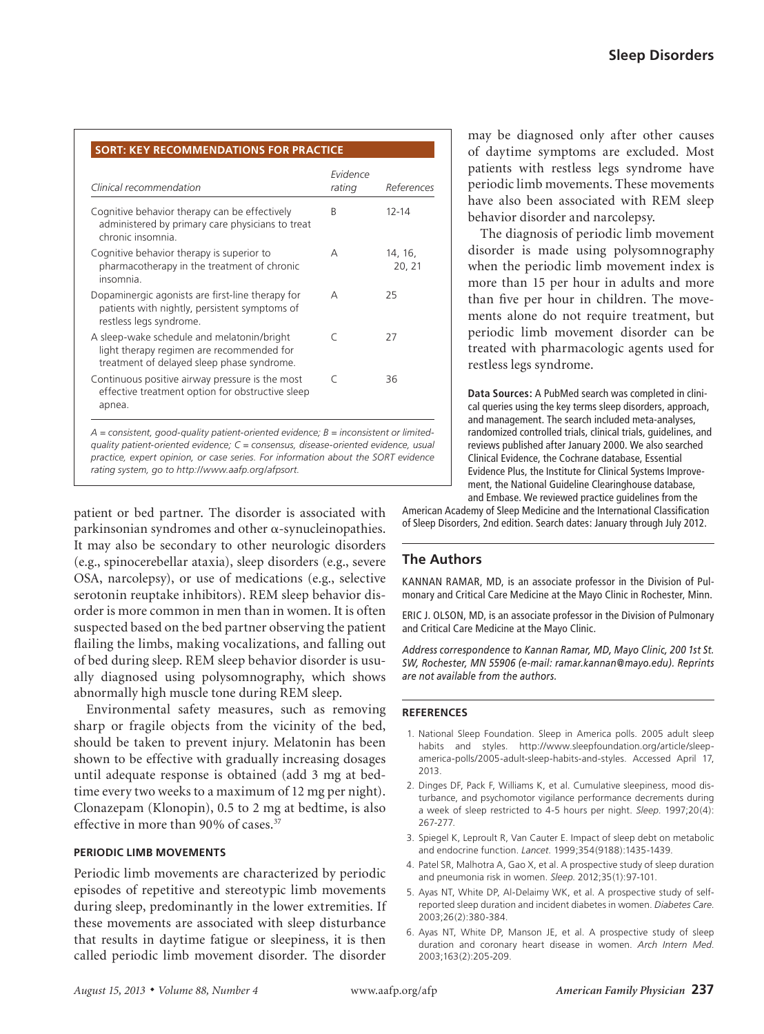## SORT: KEY RECOMMENDATIONS FOR PRACTICE

| Clinical recommendation | Evidence rating | References |
|---|---|---|
| Cognitive behavior therapy can be effectively administered by primary care physicians to treat chronic insomnia. | B | 12-14 |
| Cognitive behavior therapy is superior to pharmacotherapy in the treatment of chronic insomnia. | A | 14, 16, 20, 21 |
| Dopaminergic agonists are first-line therapy for patients with nightly, persistent symptoms of restless legs syndrome. | A | 25 |
| A sleep-wake schedule and melatonin/bright light therapy regimen are recommended for treatment of delayed sleep phase syndrome. | C | 27 |
| Continuous positive airway pressure is the most effective treatment option for obstructive sleep apnea. | C | 36 |

*A = consistent, good-quality patient-oriented evidence; B = inconsistent or limited-quality patient-oriented evidence; C = consensus, disease-oriented evidence, usual practice, expert opinion, or case series. For information about the SORT evidence rating system, go to http://www.aafp.org/afpsort.*

patient or bed partner. The disorder is associated with parkinsonian syndromes and other α-synucleinopathies. It may also be secondary to other neurologic disorders (e.g., spinocerebellar ataxia), sleep disorders (e.g., severe OSA, narcolepsy), or use of medications (e.g., selective serotonin reuptake inhibitors). REM sleep behavior disorder is more common in men than in women. It is often suspected based on the bed partner observing the patient flailing the limbs, making vocalizations, and falling out of bed during sleep. REM sleep behavior disorder is usually diagnosed using polysomnography, which shows abnormally high muscle tone during REM sleep.

Environmental safety measures, such as removing sharp or fragile objects from the vicinity of the bed, should be taken to prevent injury. Melatonin has been shown to be effective with gradually increasing dosages until adequate response is obtained (add 3 mg at bedtime every two weeks to a maximum of 12 mg per night). Clonazepam (Klonopin), 0.5 to 2 mg at bedtime, is also effective in more than 90% of cases.[37]

### PERIODIC LIMB MOVEMENTS

Periodic limb movements are characterized by periodic episodes of repetitive and stereotypic limb movements during sleep, predominantly in the lower extremities. If these movements are associated with sleep disturbance that results in daytime fatigue or sleepiness, it is then called periodic limb movement disorder. The disorder may be diagnosed only after other causes of daytime symptoms are excluded. Most patients with restless legs syndrome have periodic limb movements. These movements have also been associated with REM sleep behavior disorder and narcolepsy.

The diagnosis of periodic limb movement disorder is made using polysomnography when the periodic limb movement index is more than 15 per hour in adults and more than five per hour in children. The movements alone do not require treatment, but periodic limb movement disorder can be treated with pharmacologic agents used for restless legs syndrome.

**Data Sources:** A PubMed search was completed in clinical queries using the key terms sleep disorders, approach, and management. The search included meta-analyses, randomized controlled trials, clinical trials, guidelines, and reviews published after January 2000. We also searched Clinical Evidence, the Cochrane database, Essential Evidence Plus, the Institute for Clinical Systems Improvement, the National Guideline Clearinghouse database, and Embase. We reviewed practice guidelines from the American Academy of Sleep Medicine and the International Classification of Sleep Disorders, 2nd edition. Search dates: January through July 2012.

## The Authors

KANNAN RAMAR, MD, is an associate professor in the Division of Pulmonary and Critical Care Medicine at the Mayo Clinic in Rochester, Minn.

ERIC J. OLSON, MD, is an associate professor in the Division of Pulmonary and Critical Care Medicine at the Mayo Clinic.

*Address correspondence to Kannan Ramar, MD, Mayo Clinic, 200 1st St. SW, Rochester, MN 55906 (e-mail: ramar.kannan@mayo.edu). Reprints are not available from the authors.*

## REFERENCES

1. National Sleep Foundation. Sleep in America polls. 2005 adult sleep habits and styles. http://www.sleepfoundation.org/article/sleep-america-polls/2005-adult-sleep-habits-and-styles. Accessed April 17, 2013.
2. Dinges DF, Pack F, Williams K, et al. Cumulative sleepiness, mood disturbance, and psychomotor vigilance performance decrements during a week of sleep restricted to 4-5 hours per night. *Sleep*. 1997;20(4):267-277.
3. Spiegel K, Leproult R, Van Cauter E. Impact of sleep debt on metabolic and endocrine function. *Lancet*. 1999;354(9188):1435-1439.
4. Patel SR, Malhotra A, Gao X, et al. A prospective study of sleep duration and pneumonia risk in women. *Sleep*. 2012;35(1):97-101.
5. Ayas NT, White DP, Al-Delaimy WK, et al. A prospective study of self-reported sleep duration and incident diabetes in women. *Diabetes Care*. 2003;26(2):380-384.
6. Ayas NT, White DP, Manson JE, et al. A prospective study of sleep duration and coronary heart disease in women. *Arch Intern Med*. 2003;163(2):205-209.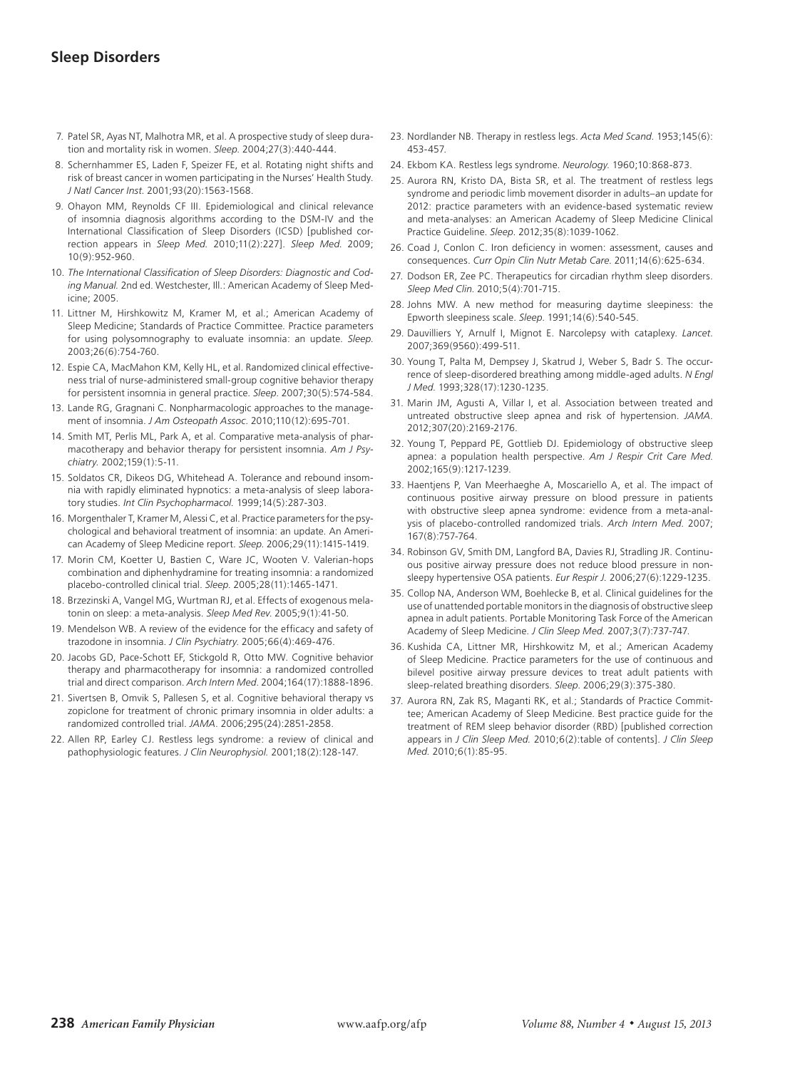7. Patel SR, Ayas NT, Malhotra MR, et al. A prospective study of sleep duration and mortality risk in women. *Sleep*. 2004;27(3):440-444.
8. Schernhammer ES, Laden F, Speizer FE, et al. Rotating night shifts and risk of breast cancer in women participating in the Nurses' Health Study. *J Natl Cancer Inst*. 2001;93(20):1563-1568.
9. Ohayon MM, Reynolds CF III. Epidemiological and clinical relevance of insomnia diagnosis algorithms according to the DSM-IV and the International Classification of Sleep Disorders (ICSD) [published correction appears in *Sleep Med*. 2010;11(2):227]. *Sleep Med*. 2009;10(9):952-960.
10. *The International Classification of Sleep Disorders: Diagnostic and Coding Manual.* 2nd ed. Westchester, Ill.: American Academy of Sleep Medicine; 2005.
11. Littner M, Hirshkowitz M, Kramer M, et al.; American Academy of Sleep Medicine; Standards of Practice Committee. Practice parameters for using polysomnography to evaluate insomnia: an update. *Sleep*. 2003;26(6):754-760.
12. Espie CA, MacMahon KM, Kelly HL, et al. Randomized clinical effectiveness trial of nurse-administered small-group cognitive behavior therapy for persistent insomnia in general practice. *Sleep*. 2007;30(5):574-584.
13. Lande RG, Gragnani C. Nonpharmacologic approaches to the management of insomnia. *J Am Osteopath Assoc*. 2010;110(12):695-701.
14. Smith MT, Perlis ML, Park A, et al. Comparative meta-analysis of pharmacotherapy and behavior therapy for persistent insomnia. *Am J Psychiatry*. 2002;159(1):5-11.
15. Soldatos CR, Dikeos DG, Whitehead A. Tolerance and rebound insomnia with rapidly eliminated hypnotics: a meta-analysis of sleep laboratory studies. *Int Clin Psychopharmacol*. 1999;14(5):287-303.
16. Morgenthaler T, Kramer M, Alessi C, et al. Practice parameters for the psychological and behavioral treatment of insomnia: an update. An American Academy of Sleep Medicine report. *Sleep*. 2006;29(11):1415-1419.
17. Morin CM, Koetter U, Bastien C, Ware JC, Wooten V. Valerian-hops combination and diphenhydramine for treating insomnia: a randomized placebo-controlled clinical trial. *Sleep*. 2005;28(11):1465-1471.
18. Brzezinski A, Vangel MG, Wurtman RJ, et al. Effects of exogenous melatonin on sleep: a meta-analysis. *Sleep Med Rev*. 2005;9(1):41-50.
19. Mendelson WB. A review of the evidence for the efficacy and safety of trazodone in insomnia. *J Clin Psychiatry*. 2005;66(4):469-476.
20. Jacobs GD, Pace-Schott EF, Stickgold R, Otto MW. Cognitive behavior therapy and pharmacotherapy for insomnia: a randomized controlled trial and direct comparison. *Arch Intern Med*. 2004;164(17):1888-1896.
21. Sivertsen B, Omvik S, Pallesen S, et al. Cognitive behavioral therapy vs zopiclone for treatment of chronic primary insomnia in older adults: a randomized controlled trial. *JAMA*. 2006;295(24):2851-2858.
22. Allen RP, Earley CJ. Restless legs syndrome: a review of clinical and pathophysiologic features. *J Clin Neurophysiol*. 2001;18(2):128-147.
23. Nordlander NB. Therapy in restless legs. *Acta Med Scand*. 1953;145(6):453-457.
24. Ekbom KA. Restless legs syndrome. *Neurology*. 1960;10:868-873.
25. Aurora RN, Kristo DA, Bista SR, et al. The treatment of restless legs syndrome and periodic limb movement disorder in adults–an update for 2012: practice parameters with an evidence-based systematic review and meta-analyses: an American Academy of Sleep Medicine Clinical Practice Guideline. *Sleep*. 2012;35(8):1039-1062.
26. Coad J, Conlon C. Iron deficiency in women: assessment, causes and consequences. *Curr Opin Clin Nutr Metab Care*. 2011;14(6):625-634.
27. Dodson ER, Zee PC. Therapeutics for circadian rhythm sleep disorders. *Sleep Med Clin*. 2010;5(4):701-715.
28. Johns MW. A new method for measuring daytime sleepiness: the Epworth sleepiness scale. *Sleep*. 1991;14(6):540-545.
29. Dauvilliers Y, Arnulf I, Mignot E. Narcolepsy with cataplexy. *Lancet*. 2007;369(9560):499-511.
30. Young T, Palta M, Dempsey J, Skatrud J, Weber S, Badr S. The occurrence of sleep-disordered breathing among middle-aged adults. *N Engl J Med*. 1993;328(17):1230-1235.
31. Marin JM, Agusti A, Villar I, et al. Association between treated and untreated obstructive sleep apnea and risk of hypertension. *JAMA*. 2012;307(20):2169-2176.
32. Young T, Peppard PE, Gottlieb DJ. Epidemiology of obstructive sleep apnea: a population health perspective. *Am J Respir Crit Care Med*. 2002;165(9):1217-1239.
33. Haentjens P, Van Meerhaeghe A, Moscariello A, et al. The impact of continuous positive airway pressure on blood pressure in patients with obstructive sleep apnea syndrome: evidence from a meta-analysis of placebo-controlled randomized trials. *Arch Intern Med*. 2007;167(8):757-764.
34. Robinson GV, Smith DM, Langford BA, Davies RJ, Stradling JR. Continuous positive airway pressure does not reduce blood pressure in nonsleepy hypertensive OSA patients. *Eur Respir J*. 2006;27(6):1229-1235.
35. Collop NA, Anderson WM, Boehlecke B, et al. Clinical guidelines for the use of unattended portable monitors in the diagnosis of obstructive sleep apnea in adult patients. Portable Monitoring Task Force of the American Academy of Sleep Medicine. *J Clin Sleep Med*. 2007;3(7):737-747.
36. Kushida CA, Littner MR, Hirshkowitz M, et al.; American Academy of Sleep Medicine. Practice parameters for the use of continuous and bilevel positive airway pressure devices to treat adult patients with sleep-related breathing disorders. *Sleep*. 2006;29(3):375-380.
37. Aurora RN, Zak RS, Maganti RK, et al.; Standards of Practice Committee; American Academy of Sleep Medicine. Best practice guide for the treatment of REM sleep behavior disorder (RBD) [published correction appears in *J Clin Sleep Med*. 2010;6(2):table of contents]. *J Clin Sleep Med*. 2010;6(1):85-95.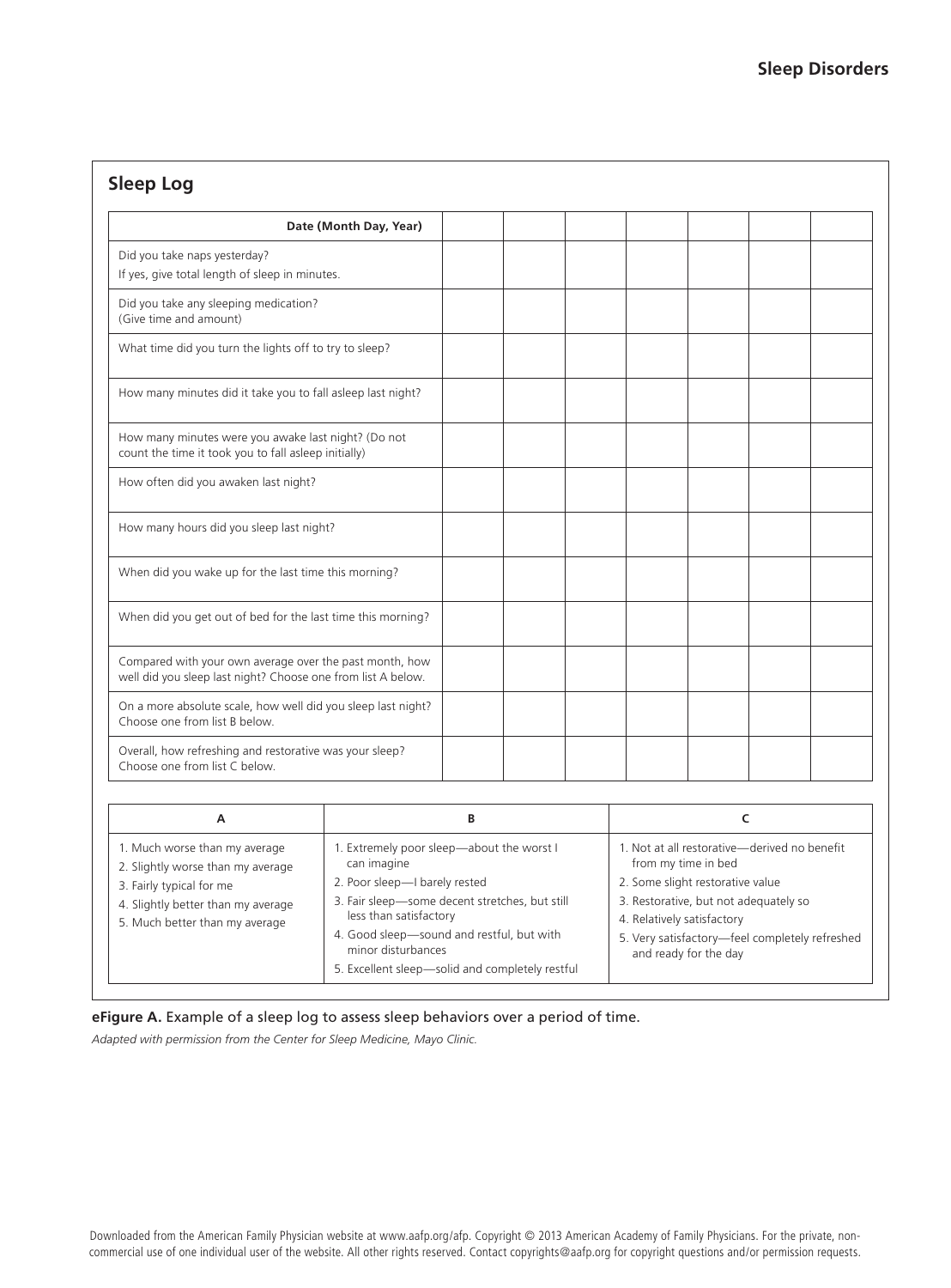## Sleep Log

| Date (Month Day, Year) | | | | | | | |
|---|---|---|---|---|---|---|---|
| Did you take naps yesterday? If yes, give total length of sleep in minutes. | | | | | | | |
| Did you take any sleeping medication? (Give time and amount) | | | | | | | |
| What time did you turn the lights off to try to sleep? | | | | | | | |
| How many minutes did it take you to fall asleep last night? | | | | | | | |
| How many minutes were you awake last night? (Do not count the time it took you to fall asleep initially) | | | | | | | |
| How often did you awaken last night? | | | | | | | |
| How many hours did you sleep last night? | | | | | | | |
| When did you wake up for the last time this morning? | | | | | | | |
| When did you get out of bed for the last time this morning? | | | | | | | |
| Compared with your own average over the past month, how well did you sleep last night? Choose one from list A below. | | | | | | | |
| On a more absolute scale, how well did you sleep last night? Choose one from list B below. | | | | | | | |
| Overall, how refreshing and restorative was your sleep? Choose one from list C below. | | | | | | | |

| A | B | C |
|---|---|---|
| 1. Much worse than my average<br>2. Slightly worse than my average<br>3. Fairly typical for me<br>4. Slightly better than my average<br>5. Much better than my average | 1. Extremely poor sleep—about the worst I can imagine<br>2. Poor sleep—I barely rested<br>3. Fair sleep—some decent stretches, but still less than satisfactory<br>4. Good sleep—sound and restful, but with minor disturbances<br>5. Excellent sleep—solid and completely restful | 1. Not at all restorative—derived no benefit from my time in bed<br>2. Some slight restorative value<br>3. Restorative, but not adequately so<br>4. Relatively satisfactory<br>5. Very satisfactory—feel completely refreshed and ready for the day |

**eFigure A.** Example of a sleep log to assess sleep behaviors over a period of time.

*Adapted with permission from the Center for Sleep Medicine, Mayo Clinic.*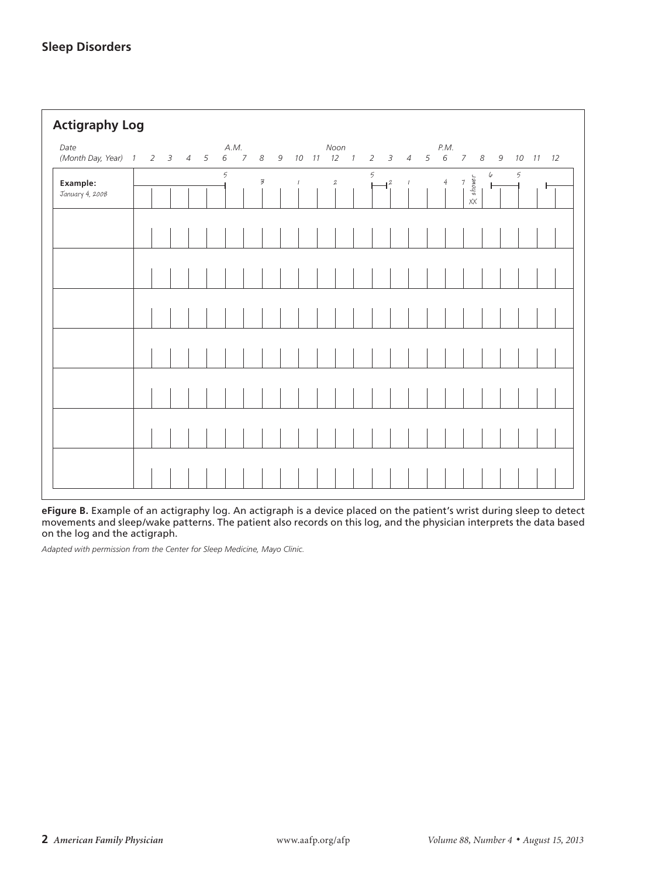## Sleep Disorders

### Actigraphy Log

Date (Month Day, Year)

A.M. 1 2 3 4 5 6 7 8 9 10 11 Noon 12 1 2 3 4 5 P.M. 6 7 8 9 10 11 12

**Example:**
January 4, 2008

5 3 1 2 5 2 1 4 7 shower XX 6 5

**eFigure B.** Example of an actigraphy log. An actigraph is a device placed on the patient's wrist during sleep to detect movements and sleep/wake patterns. The patient also records on this log, and the physician interprets the data based on the log and the actigraph.

*Adapted with permission from the Center for Sleep Medicine, Mayo Clinic.*